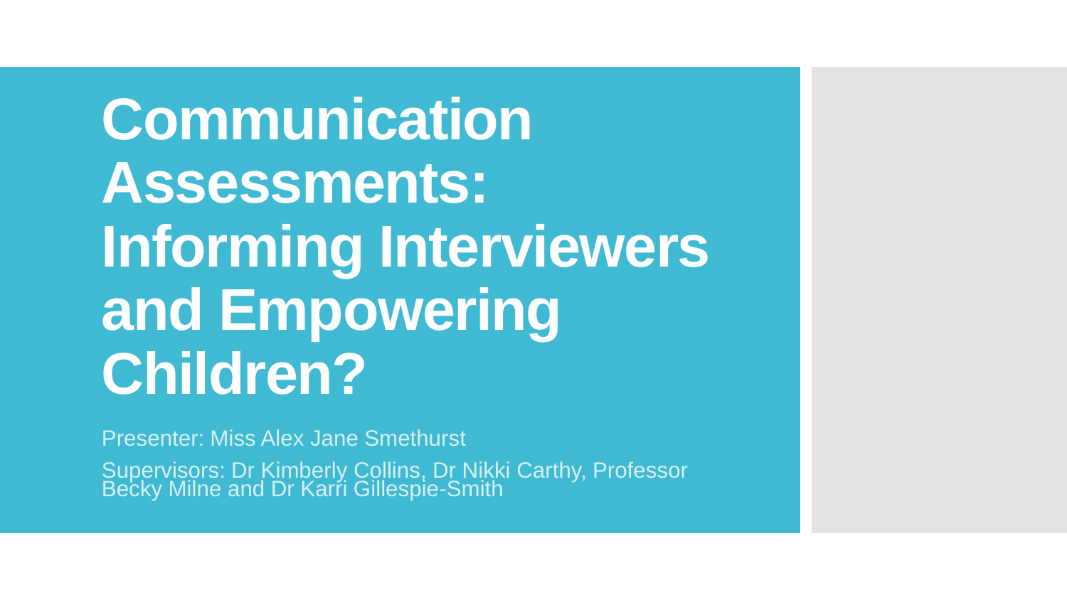# Communication Assessments: Informing Interviewers and Empowering Children?

Presenter: Miss Alex Jane Smethurst

Supervisors: Dr Kimberly Collins, Dr Nikki Carthy, Professor Becky Milne and Dr Karri Gillespie-Smith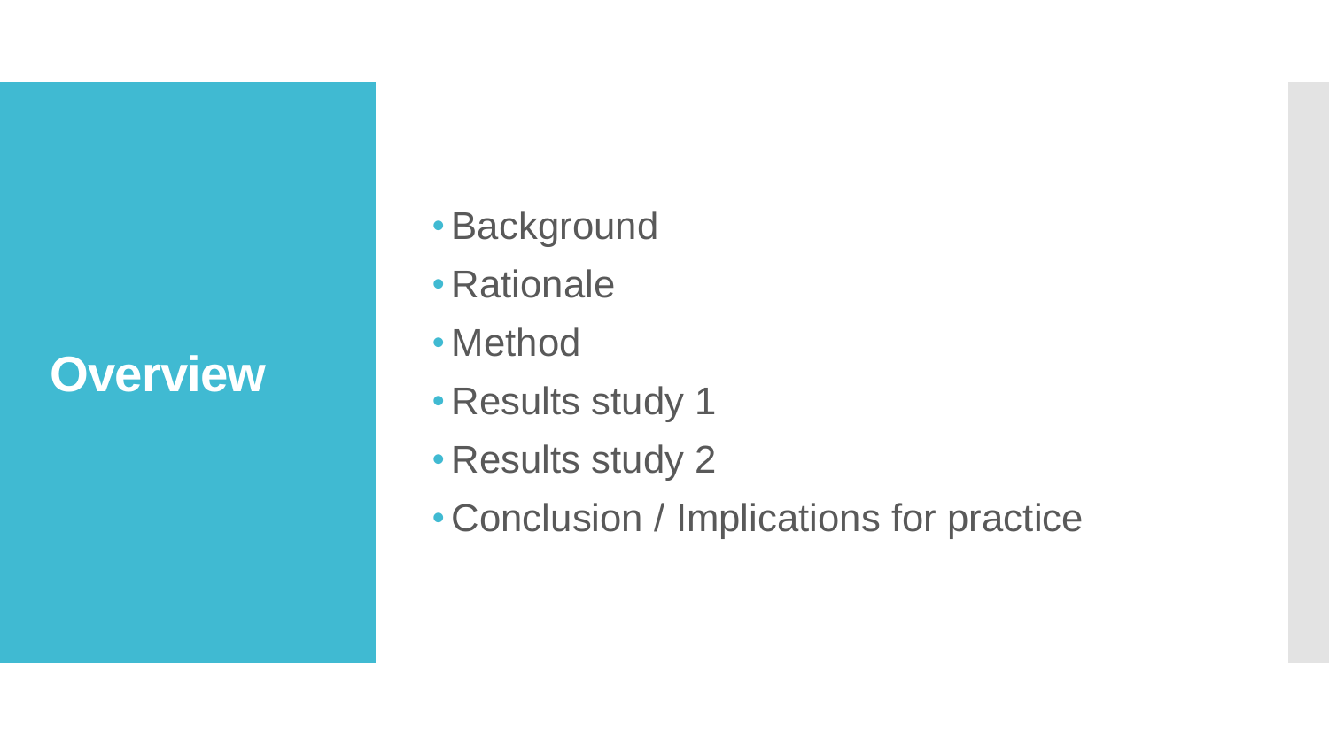# Overview

- Background
- Rationale
- Method
- Results study 1
- Results study 2
- Conclusion / Implications for practice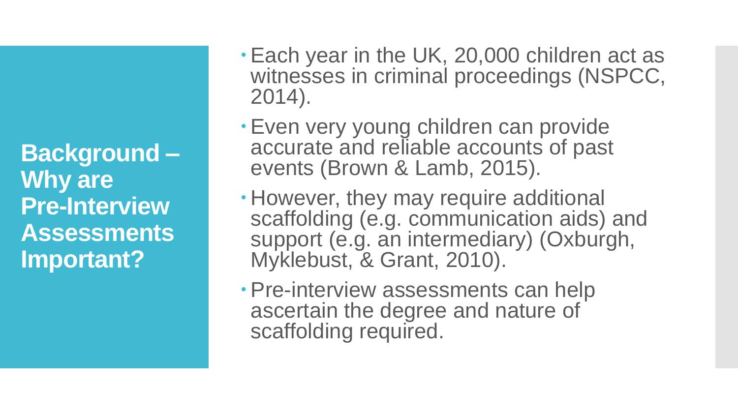## Background – Why are Pre-Interview Assessments Important?

- Each year in the UK, 20,000 children act as witnesses in criminal proceedings (NSPCC, 2014).
- Even very young children can provide accurate and reliable accounts of past events (Brown & Lamb, 2015).
- However, they may require additional scaffolding (e.g. communication aids) and support (e.g. an intermediary) (Oxburgh, Myklebust, & Grant, 2010).
- Pre-interview assessments can help ascertain the degree and nature of scaffolding required.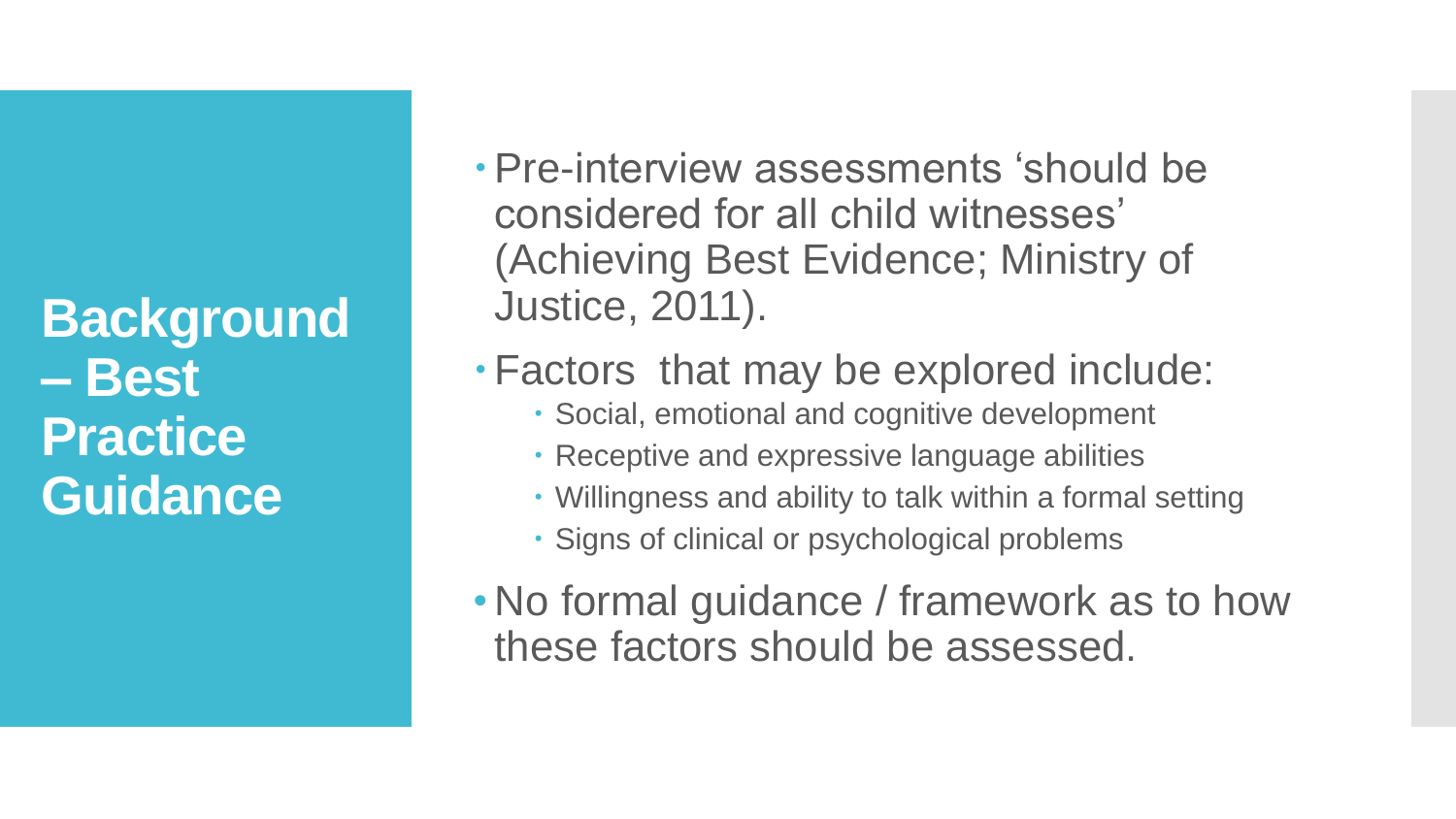# Background – Best Practice Guidance

- Pre-interview assessments 'should be considered for all child witnesses' (Achieving Best Evidence; Ministry of Justice, 2011).
- Factors that may be explored include:
  - Social, emotional and cognitive development
  - Receptive and expressive language abilities
  - Willingness and ability to talk within a formal setting
  - Signs of clinical or psychological problems
- No formal guidance / framework as to how these factors should be assessed.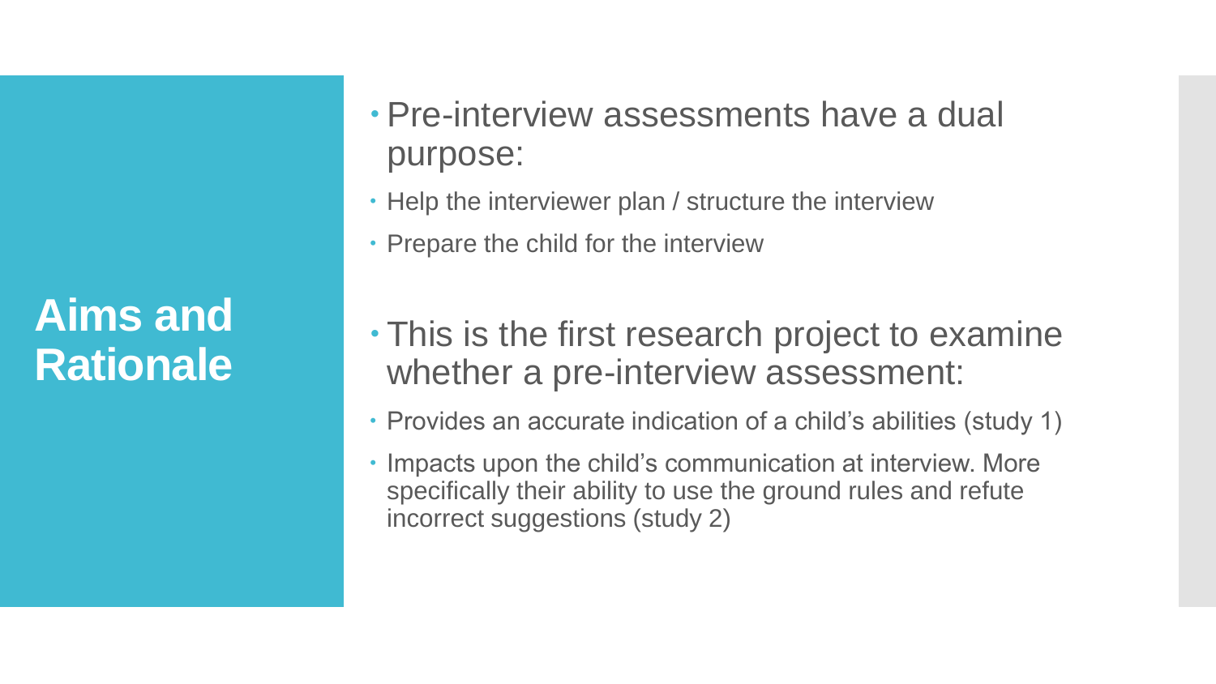# Aims and Rationale

- Pre-interview assessments have a dual purpose:
  - Help the interviewer plan / structure the interview
  - Prepare the child for the interview

- This is the first research project to examine whether a pre-interview assessment:
  - Provides an accurate indication of a child's abilities (study 1)
  - Impacts upon the child's communication at interview. More specifically their ability to use the ground rules and refute incorrect suggestions (study 2)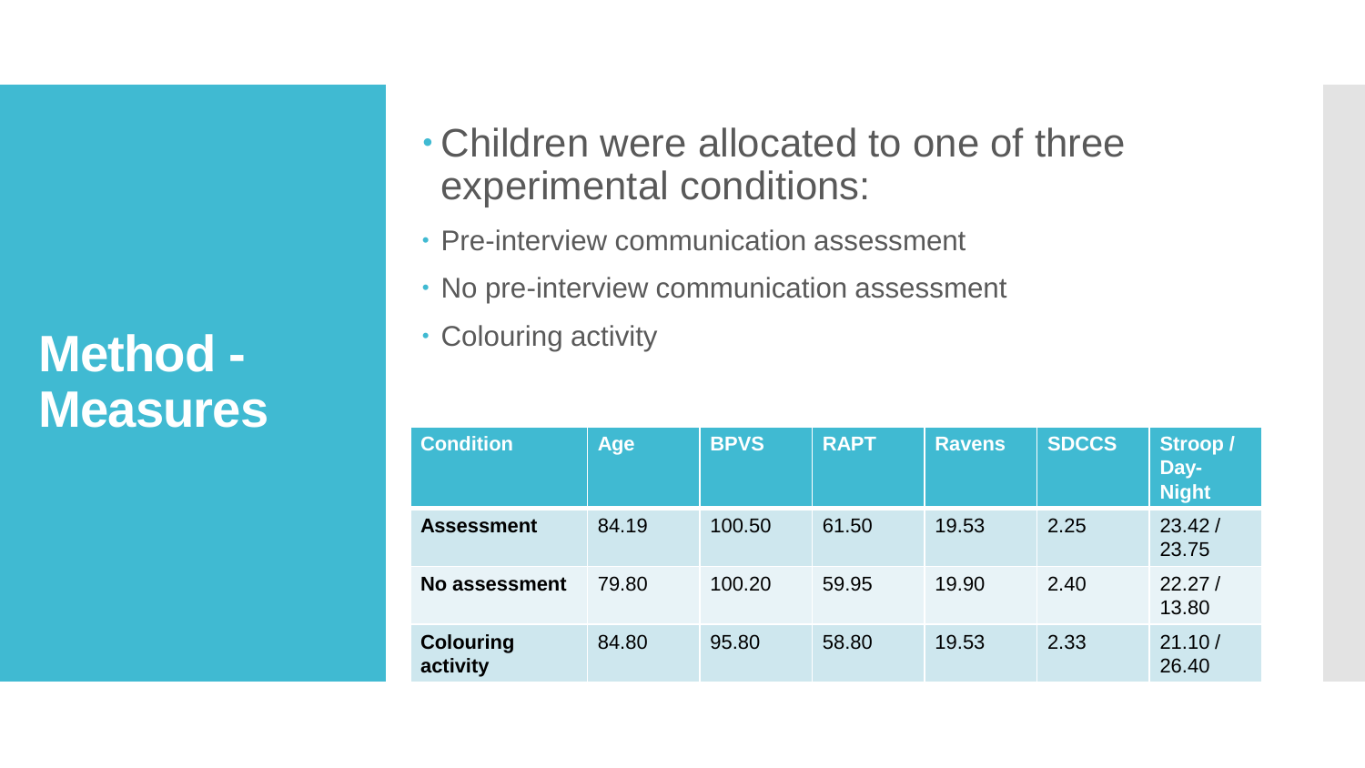# Method - Measures

- Children were allocated to one of three experimental conditions:
- Pre-interview communication assessment
- No pre-interview communication assessment
- Colouring activity

| Condition | Age | BPVS | RAPT | Ravens | SDCCS | Stroop / Day-Night |
|---|---|---|---|---|---|---|
| **Assessment** | 84.19 | 100.50 | 61.50 | 19.53 | 2.25 | 23.42 / 23.75 |
| **No assessment** | 79.80 | 100.20 | 59.95 | 19.90 | 2.40 | 22.27 / 13.80 |
| **Colouring activity** | 84.80 | 95.80 | 58.80 | 19.53 | 2.33 | 21.10 / 26.40 |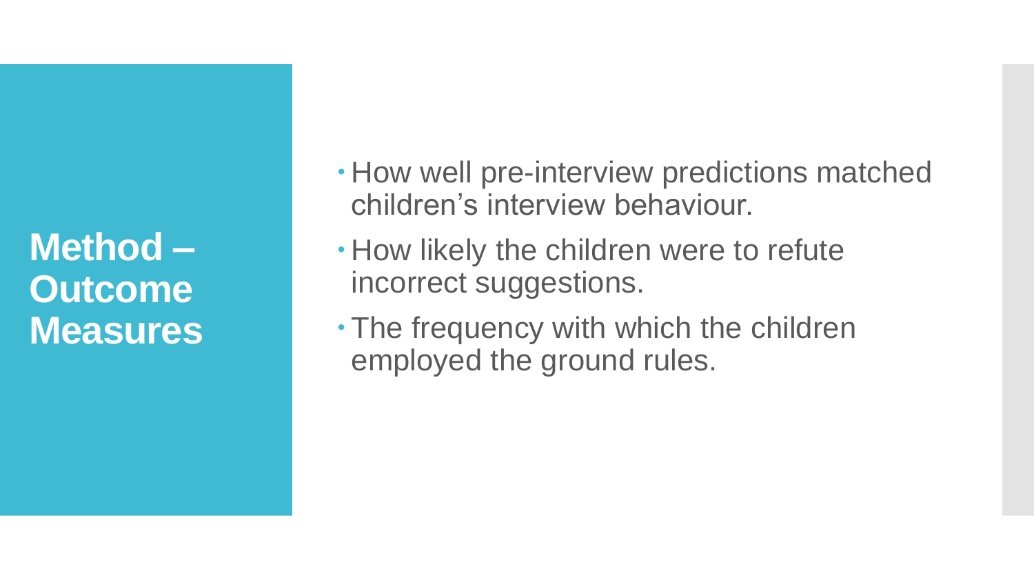# Method – Outcome Measures

- How well pre-interview predictions matched children's interview behaviour.
- How likely the children were to refute incorrect suggestions.
- The frequency with which the children employed the ground rules.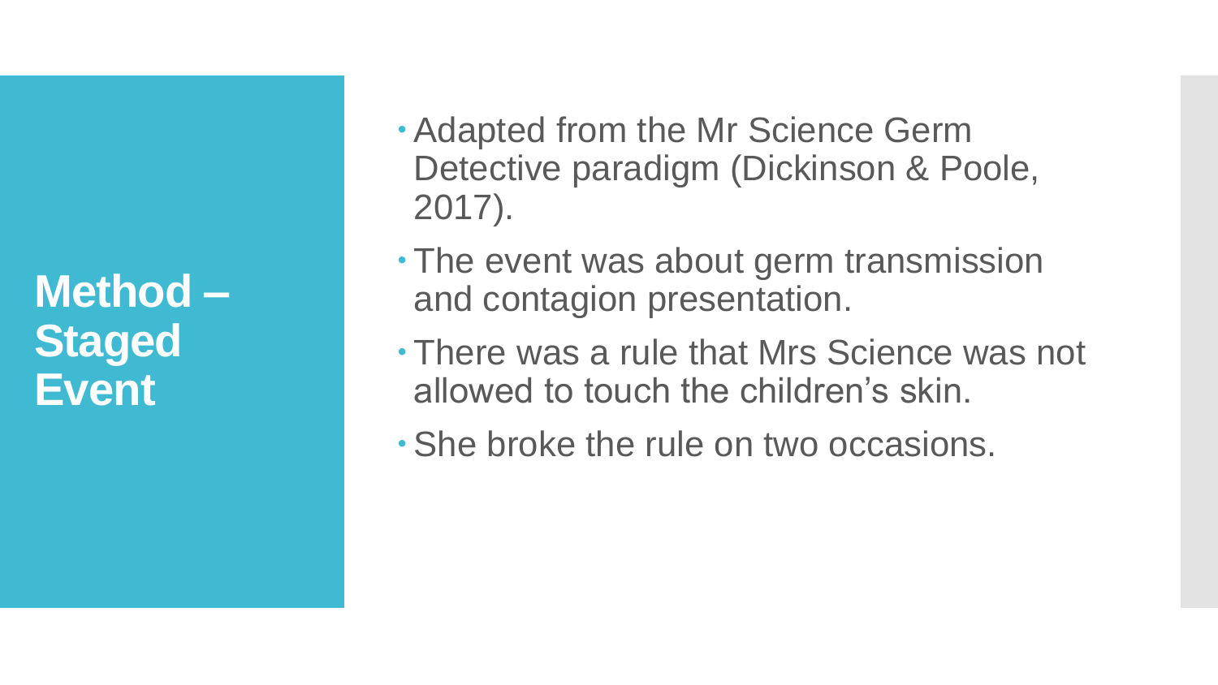# Method – Staged Event

- Adapted from the Mr Science Germ Detective paradigm (Dickinson & Poole, 2017).
- The event was about germ transmission and contagion presentation.
- There was a rule that Mrs Science was not allowed to touch the children's skin.
- She broke the rule on two occasions.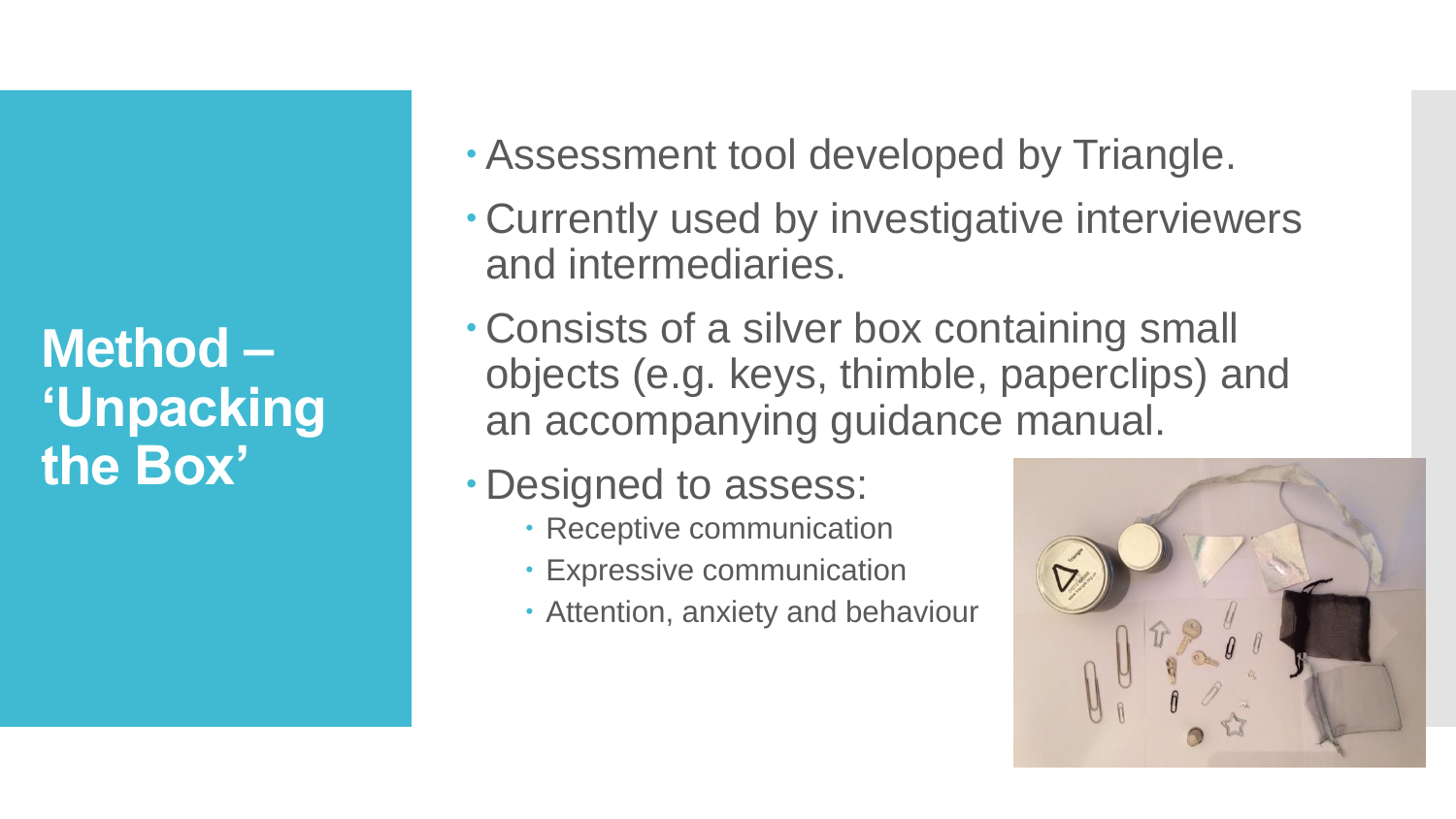# Method – 'Unpacking the Box'

- Assessment tool developed by Triangle.
- Currently used by investigative interviewers and intermediaries.
- Consists of a silver box containing small objects (e.g. keys, thimble, paperclips) and an accompanying guidance manual.
- Designed to assess:
  - Receptive communication
  - Expressive communication
  - Attention, anxiety and behaviour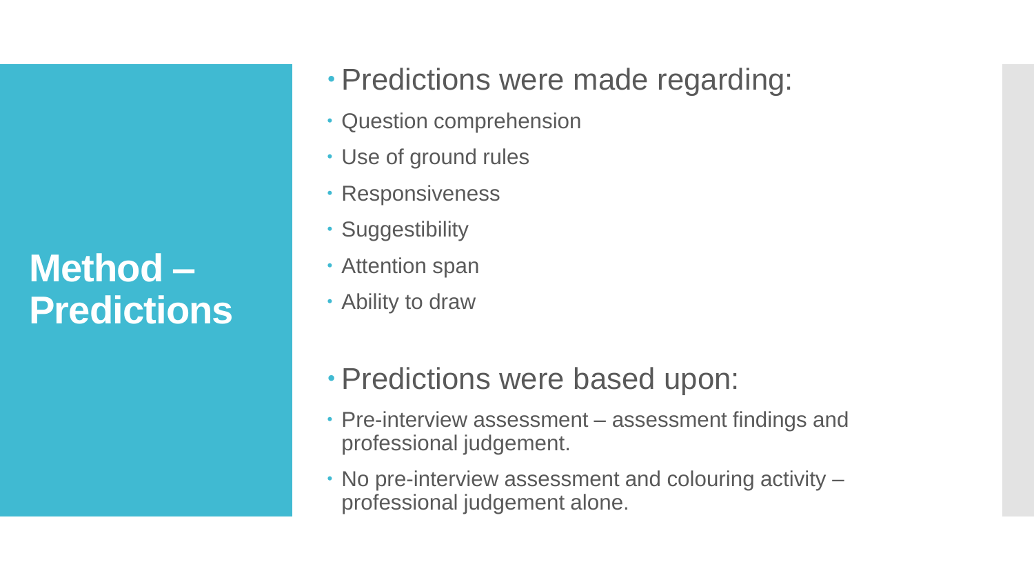# Method – Predictions

- Predictions were made regarding:
  - Question comprehension
  - Use of ground rules
  - Responsiveness
  - Suggestibility
  - Attention span
  - Ability to draw

- Predictions were based upon:
  - Pre-interview assessment – assessment findings and professional judgement.
  - No pre-interview assessment and colouring activity – professional judgement alone.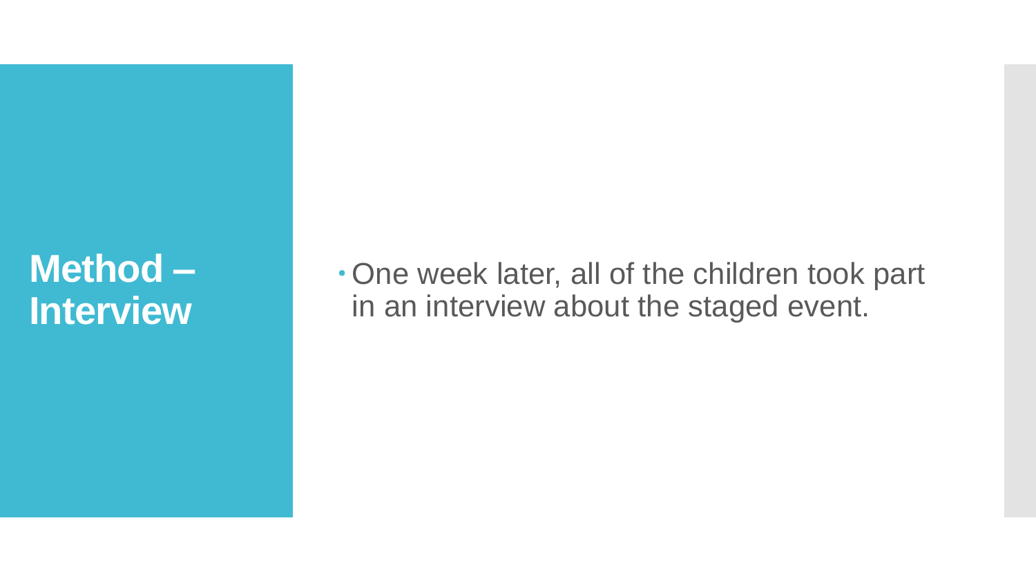# Method – Interview

- One week later, all of the children took part in an interview about the staged event.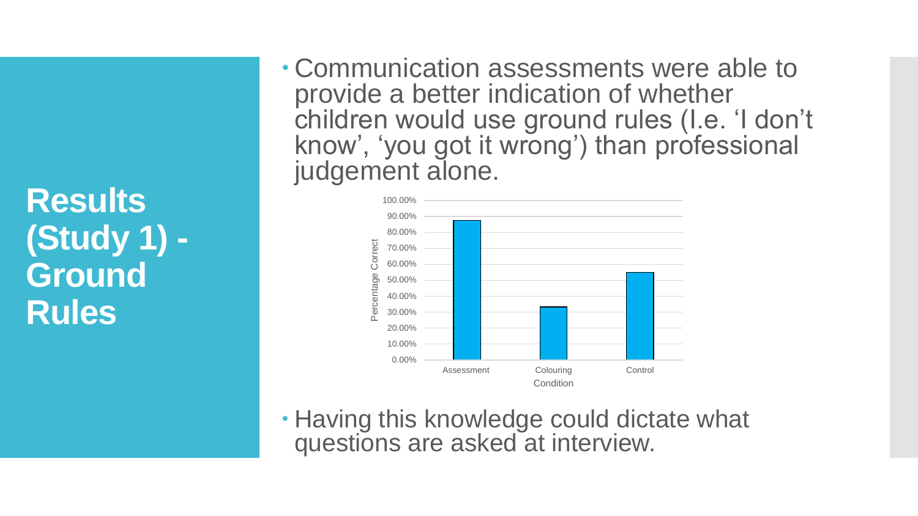# Results (Study 1) - Ground Rules

- Communication assessments were able to provide a better indication of whether children would use ground rules (I.e. 'I don't know', 'you got it wrong') than professional judgement alone.

- Having this knowledge could dictate what questions are asked at interview.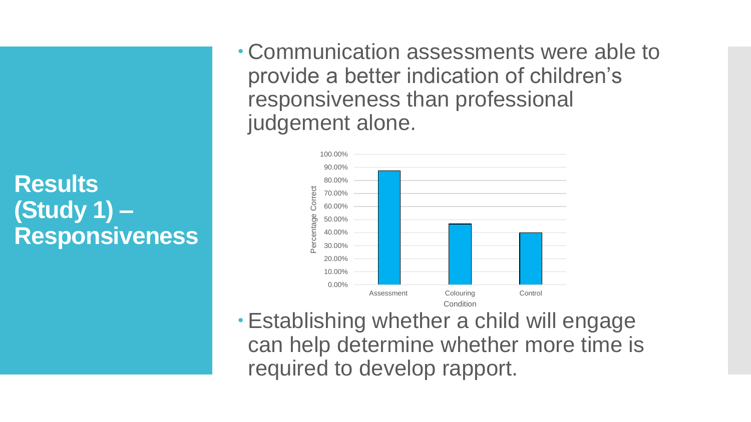# Results (Study 1) – Responsiveness

- Communication assessments were able to provide a better indication of children's responsiveness than professional judgement alone.

| Condition | Percentage Correct |
| --- | --- |
| Assessment | ~87% |
| Colouring | ~47% |
| Control | ~40% |

- Establishing whether a child will engage can help determine whether more time is required to develop rapport.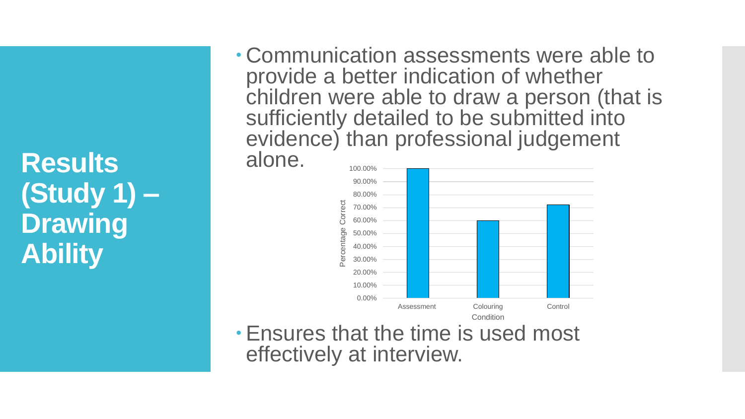# Results (Study 1) – Drawing Ability

- Communication assessments were able to provide a better indication of whether children were able to draw a person (that is sufficiently detailed to be submitted into evidence) than professional judgement alone.

| Condition | Percentage Correct |
| --- | --- |
| Assessment | 100.00% |
| Colouring | 60.00% |
| Control | 72.00% |

- Ensures that the time is used most effectively at interview.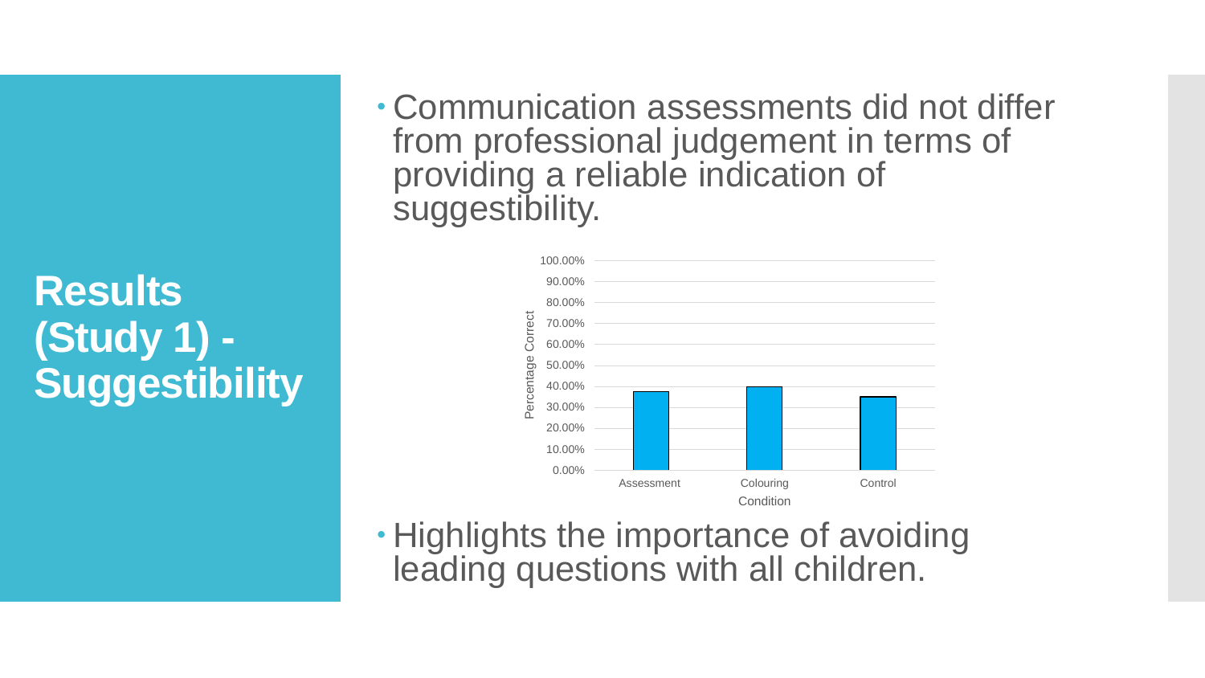# Results (Study 1) - Suggestibility

- Communication assessments did not differ from professional judgement in terms of providing a reliable indication of suggestibility.

- Highlights the importance of avoiding leading questions with all children.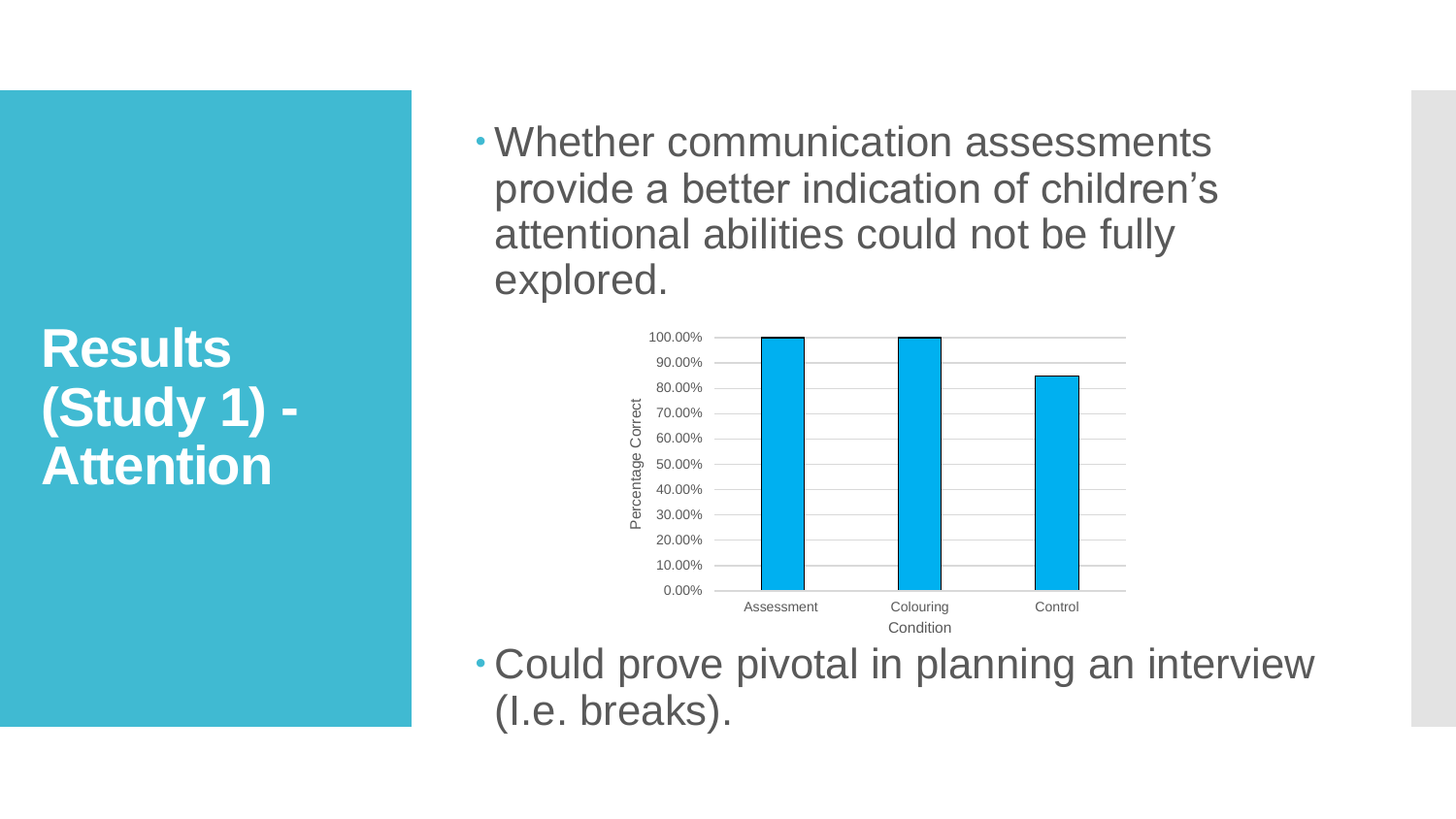# Results (Study 1) - Attention

- Whether communication assessments provide a better indication of children's attentional abilities could not be fully explored.

| Condition | Percentage Correct |
| --- | --- |
| Assessment | 100.00% |
| Colouring | 100.00% |
| Control | 85.00% |

- Could prove pivotal in planning an interview (I.e. breaks).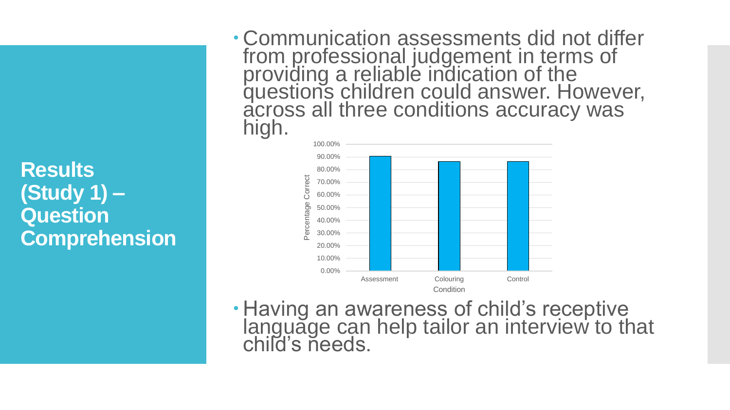## Results (Study 1) – Question Comprehension

- Communication assessments did not differ from professional judgement in terms of providing a reliable indication of the questions children could answer. However, across all three conditions accuracy was high.

- Having an awareness of child's receptive language can help tailor an interview to that child's needs.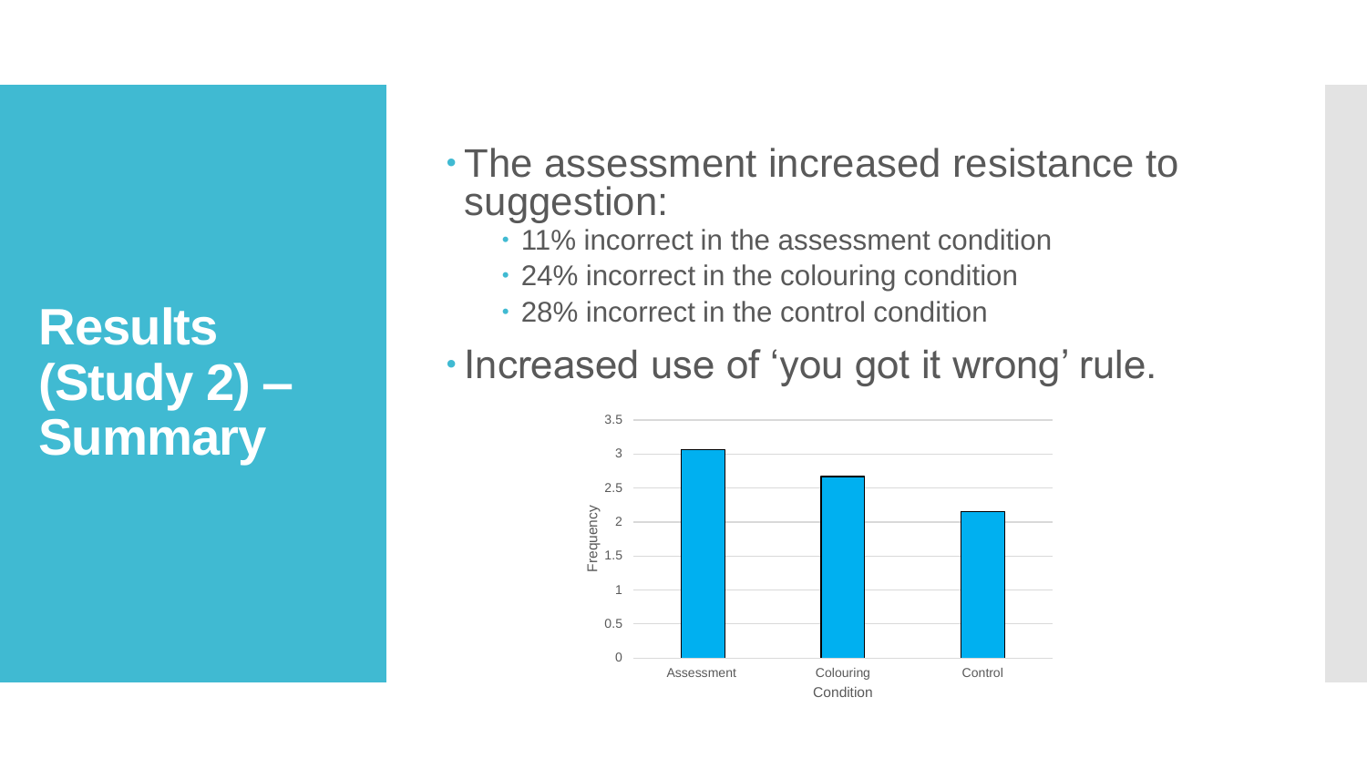# Results (Study 2) – Summary

- The assessment increased resistance to suggestion:
  - 11% incorrect in the assessment condition
  - 24% incorrect in the colouring condition
  - 28% incorrect in the control condition
- Increased use of 'you got it wrong' rule.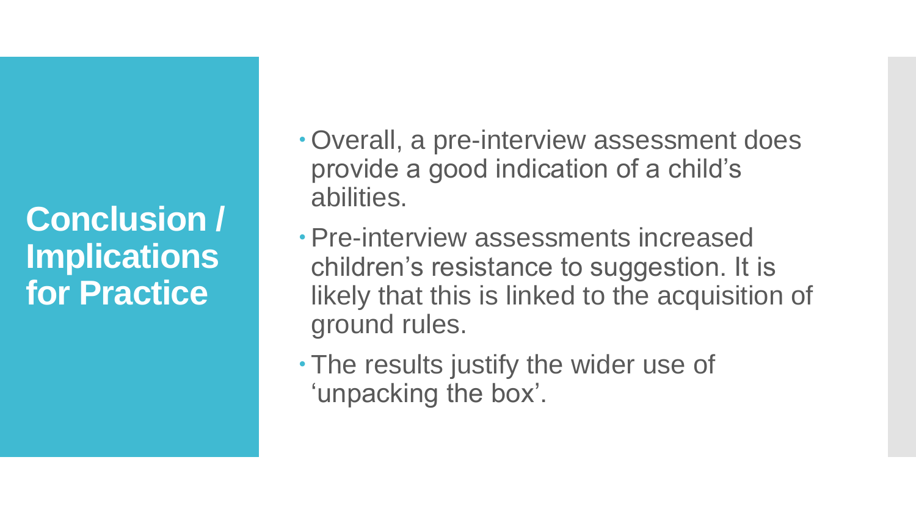# Conclusion / Implications for Practice

- Overall, a pre-interview assessment does provide a good indication of a child's abilities.
- Pre-interview assessments increased children's resistance to suggestion. It is likely that this is linked to the acquisition of ground rules.
- The results justify the wider use of 'unpacking the box'.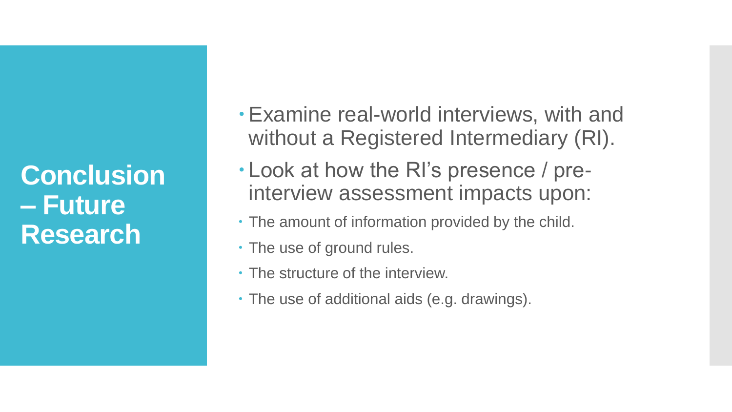# Conclusion – Future Research

- Examine real-world interviews, with and without a Registered Intermediary (RI).
- Look at how the RI's presence / pre-interview assessment impacts upon:
  - The amount of information provided by the child.
  - The use of ground rules.
  - The structure of the interview.
  - The use of additional aids (e.g. drawings).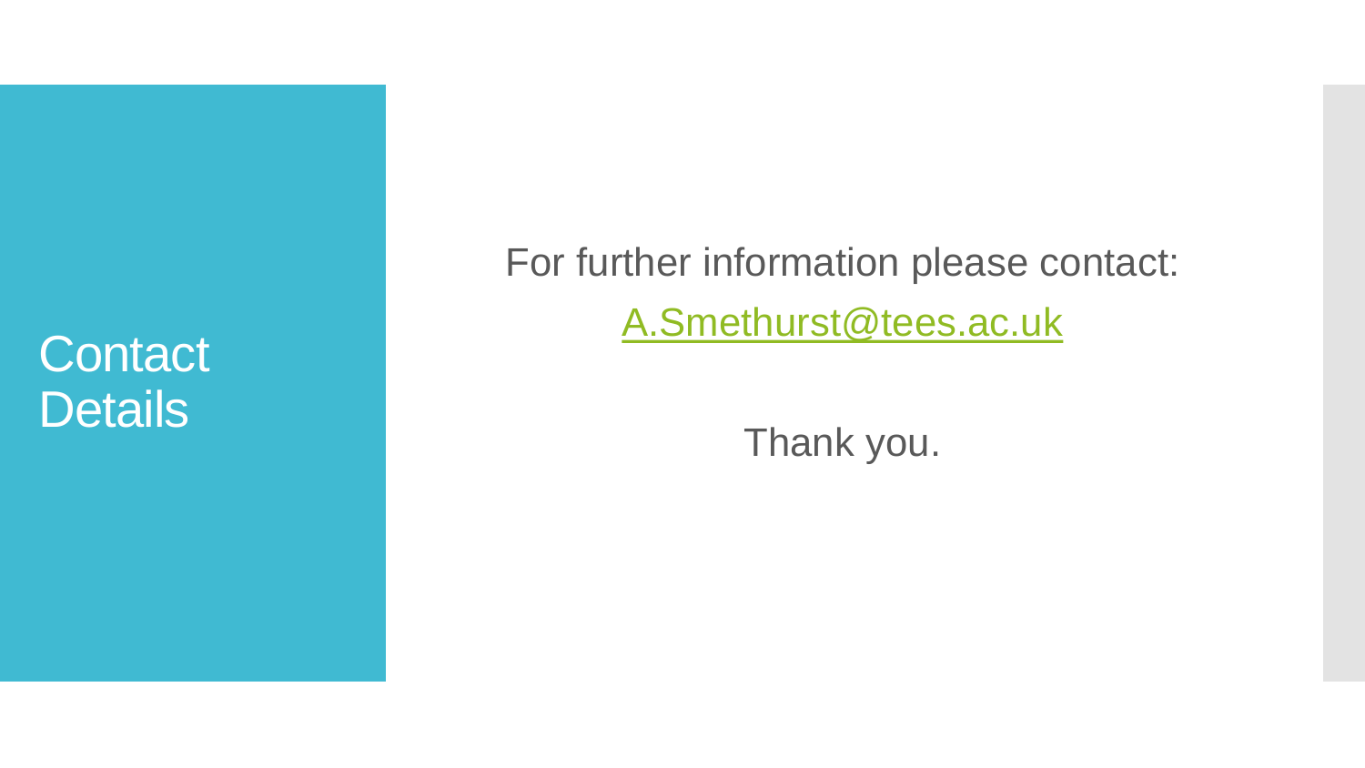# Contact Details

For further information please contact:

A.Smethurst@tees.ac.uk

Thank you.